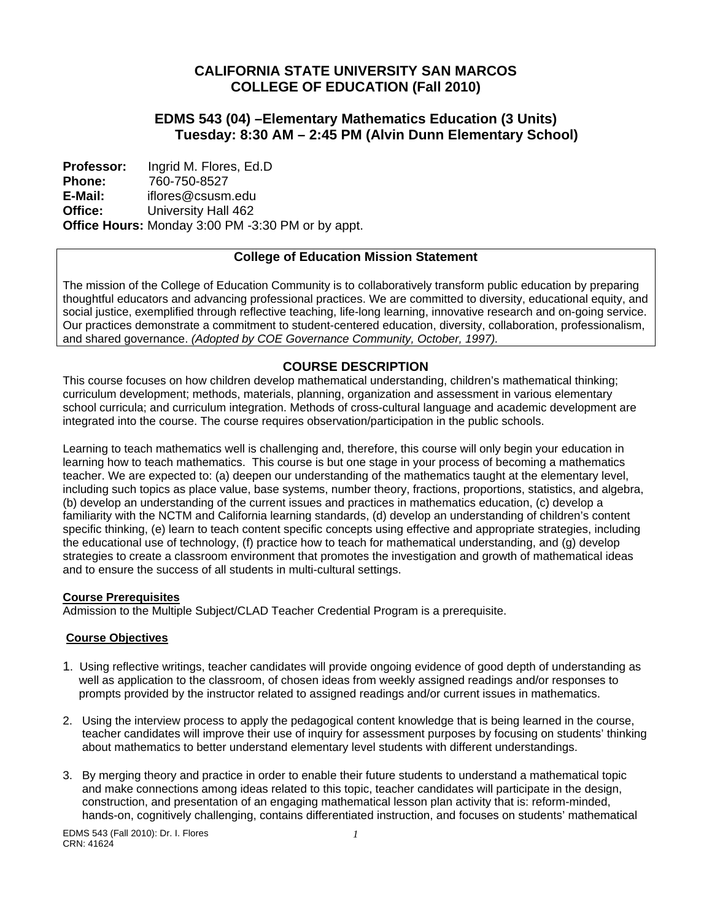# CALIFORNIA STATE UNIVERSITY SAN MARCOS
# COLLEGE OF EDUCATION (Fall 2010)

## EDMS 543 (04) –Elementary Mathematics Education (3 Units)
## Tuesday: 8:30 AM – 2:45 PM (Alvin Dunn Elementary School)

**Professor:** Ingrid M. Flores, Ed.D
**Phone:** 760-750-8527
**E-Mail:** iflores@csusm.edu
**Office:** University Hall 462
**Office Hours:** Monday 3:00 PM -3:30 PM or by appt.

**College of Education Mission Statement**

The mission of the College of Education Community is to collaboratively transform public education by preparing thoughtful educators and advancing professional practices. We are committed to diversity, educational equity, and social justice, exemplified through reflective teaching, life-long learning, innovative research and on-going service. Our practices demonstrate a commitment to student-centered education, diversity, collaboration, professionalism, and shared governance. *(Adopted by COE Governance Community, October, 1997).*

## COURSE DESCRIPTION

This course focuses on how children develop mathematical understanding, children's mathematical thinking; curriculum development; methods, materials, planning, organization and assessment in various elementary school curricula; and curriculum integration. Methods of cross-cultural language and academic development are integrated into the course. The course requires observation/participation in the public schools.

Learning to teach mathematics well is challenging and, therefore, this course will only begin your education in learning how to teach mathematics. This course is but one stage in your process of becoming a mathematics teacher. We are expected to: (a) deepen our understanding of the mathematics taught at the elementary level, including such topics as place value, base systems, number theory, fractions, proportions, statistics, and algebra, (b) develop an understanding of the current issues and practices in mathematics education, (c) develop a familiarity with the NCTM and California learning standards, (d) develop an understanding of children's content specific thinking, (e) learn to teach content specific concepts using effective and appropriate strategies, including the educational use of technology, (f) practice how to teach for mathematical understanding, and (g) develop strategies to create a classroom environment that promotes the investigation and growth of mathematical ideas and to ensure the success of all students in multi-cultural settings.

**Course Prerequisites**

Admission to the Multiple Subject/CLAD Teacher Credential Program is a prerequisite.

**Course Objectives**

1. Using reflective writings, teacher candidates will provide ongoing evidence of good depth of understanding as well as application to the classroom, of chosen ideas from weekly assigned readings and/or responses to prompts provided by the instructor related to assigned readings and/or current issues in mathematics.

2. Using the interview process to apply the pedagogical content knowledge that is being learned in the course, teacher candidates will improve their use of inquiry for assessment purposes by focusing on students' thinking about mathematics to better understand elementary level students with different understandings.

3. By merging theory and practice in order to enable their future students to understand a mathematical topic and make connections among ideas related to this topic, teacher candidates will participate in the design, construction, and presentation of an engaging mathematical lesson plan activity that is: reform-minded, hands-on, cognitively challenging, contains differentiated instruction, and focuses on students' mathematical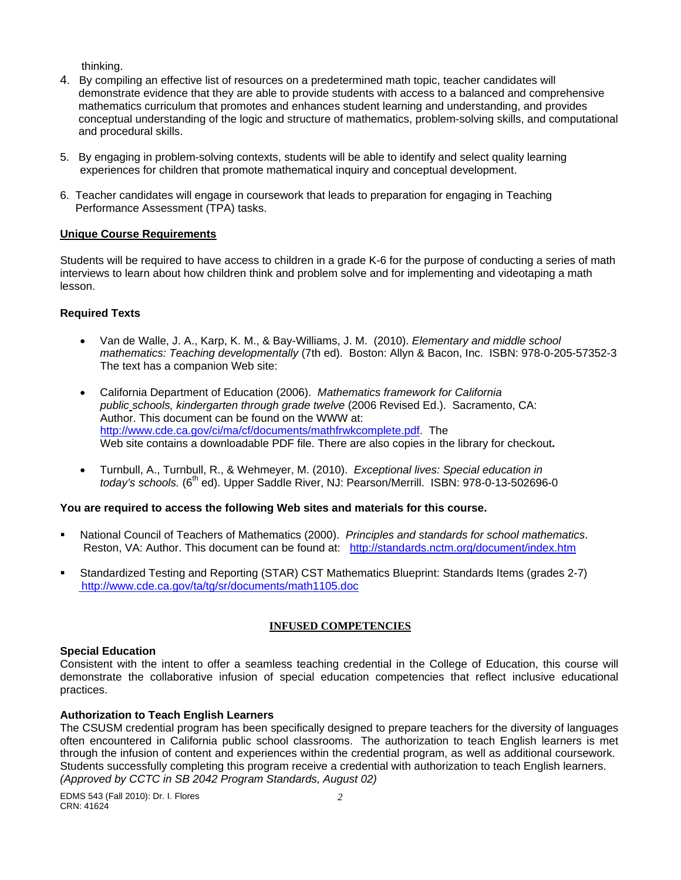thinking.

4. By compiling an effective list of resources on a predetermined math topic, teacher candidates will demonstrate evidence that they are able to provide students with access to a balanced and comprehensive mathematics curriculum that promotes and enhances student learning and understanding, and provides conceptual understanding of the logic and structure of mathematics, problem-solving skills, and computational and procedural skills.

5. By engaging in problem-solving contexts, students will be able to identify and select quality learning experiences for children that promote mathematical inquiry and conceptual development.

6. Teacher candidates will engage in coursework that leads to preparation for engaging in Teaching Performance Assessment (TPA) tasks.

**Unique Course Requirements**

Students will be required to have access to children in a grade K-6 for the purpose of conducting a series of math interviews to learn about how children think and problem solve and for implementing and videotaping a math lesson.

**Required Texts**

- Van de Walle, J. A., Karp, K. M., & Bay-Williams, J. M. (2010). *Elementary and middle school mathematics: Teaching developmentally* (7th ed). Boston: Allyn & Bacon, Inc. ISBN: 978-0-205-57352-3 The text has a companion Web site:

- California Department of Education (2006). *Mathematics framework for California public schools, kindergarten through grade twelve* (2006 Revised Ed.). Sacramento, CA: Author. This document can be found on the WWW at: http://www.cde.ca.gov/ci/ma/cf/documents/mathfrwkcomplete.pdf. The Web site contains a downloadable PDF file. There are also copies in the library for checkout**.**

- Turnbull, A., Turnbull, R., & Wehmeyer, M. (2010). *Exceptional lives: Special education in today's schools.* (6th ed). Upper Saddle River, NJ: Pearson/Merrill. ISBN: 978-0-13-502696-0

**You are required to access the following Web sites and materials for this course.**

- National Council of Teachers of Mathematics (2000). *Principles and standards for school mathematics*. Reston, VA: Author. This document can be found at: http://standards.nctm.org/document/index.htm

- Standardized Testing and Reporting (STAR) CST Mathematics Blueprint: Standards Items (grades 2-7) http://www.cde.ca.gov/ta/tg/sr/documents/math1105.doc

## INFUSED COMPETENCIES

**Special Education**

Consistent with the intent to offer a seamless teaching credential in the College of Education, this course will demonstrate the collaborative infusion of special education competencies that reflect inclusive educational practices.

**Authorization to Teach English Learners**

The CSUSM credential program has been specifically designed to prepare teachers for the diversity of languages often encountered in California public school classrooms. The authorization to teach English learners is met through the infusion of content and experiences within the credential program, as well as additional coursework. Students successfully completing this program receive a credential with authorization to teach English learners. *(Approved by CCTC in SB 2042 Program Standards, August 02)*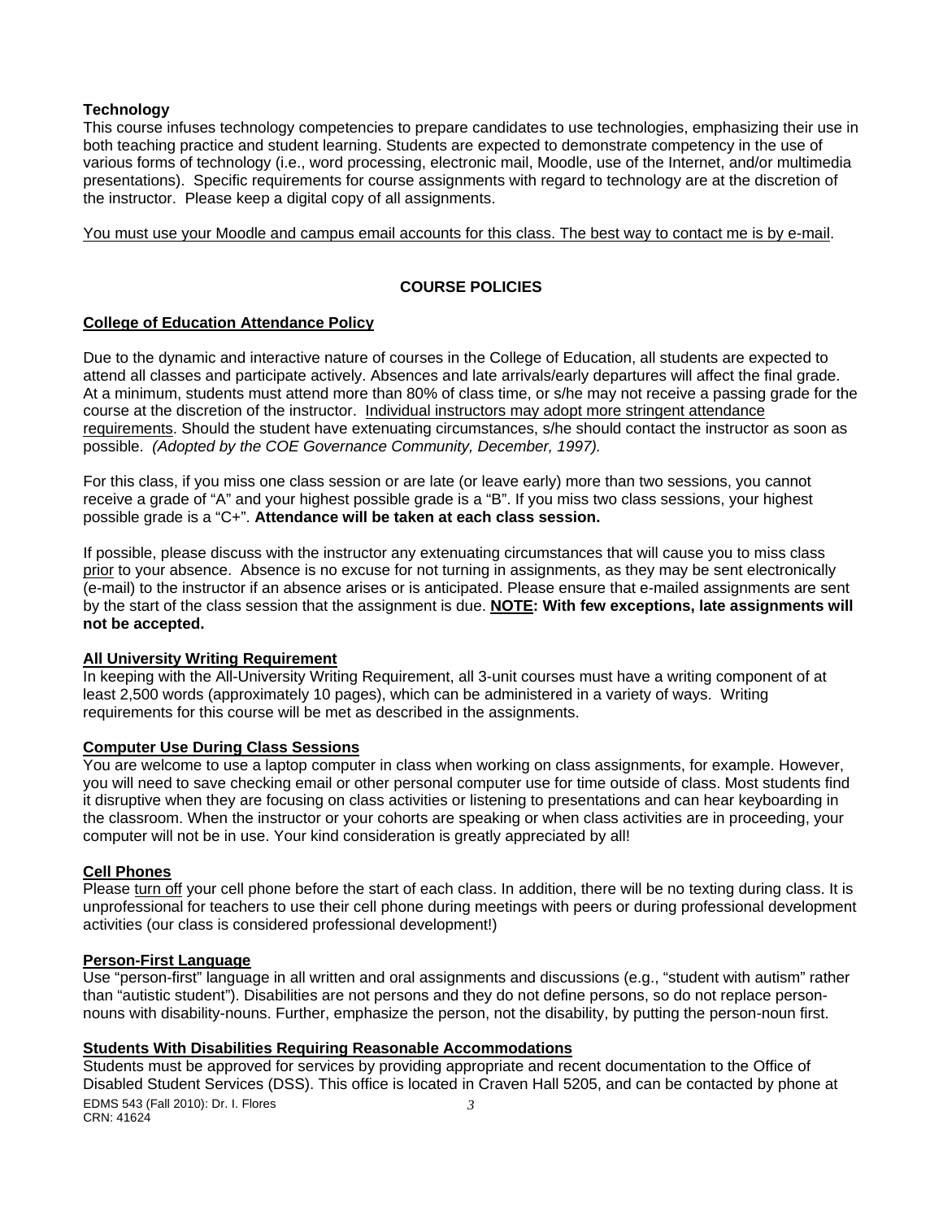**Technology**

This course infuses technology competencies to prepare candidates to use technologies, emphasizing their use in both teaching practice and student learning. Students are expected to demonstrate competency in the use of various forms of technology (i.e., word processing, electronic mail, Moodle, use of the Internet, and/or multimedia presentations). Specific requirements for course assignments with regard to technology are at the discretion of the instructor. Please keep a digital copy of all assignments.

<u>You must use your Moodle and campus email accounts for this class. The best way to contact me is by e-mail</u>.

## COURSE POLICIES

### College of Education Attendance Policy

Due to the dynamic and interactive nature of courses in the College of Education, all students are expected to attend all classes and participate actively. Absences and late arrivals/early departures will affect the final grade. At a minimum, students must attend more than 80% of class time, or s/he may not receive a passing grade for the course at the discretion of the instructor. <u>Individual instructors may adopt more stringent attendance requirements</u>. Should the student have extenuating circumstances, s/he should contact the instructor as soon as possible. *(Adopted by the COE Governance Community, December, 1997).*

For this class, if you miss one class session or are late (or leave early) more than two sessions, you cannot receive a grade of "A" and your highest possible grade is a "B". If you miss two class sessions, your highest possible grade is a "C+". **Attendance will be taken at each class session.**

If possible, please discuss with the instructor any extenuating circumstances that will cause you to miss class <u>prior</u> to your absence. Absence is no excuse for not turning in assignments, as they may be sent electronically (e-mail) to the instructor if an absence arises or is anticipated. Please ensure that e-mailed assignments are sent by the start of the class session that the assignment is due. **<u>NOTE</u>: With few exceptions, late assignments will not be accepted.**

### All University Writing Requirement

In keeping with the All-University Writing Requirement, all 3-unit courses must have a writing component of at least 2,500 words (approximately 10 pages), which can be administered in a variety of ways. Writing requirements for this course will be met as described in the assignments.

### Computer Use During Class Sessions

You are welcome to use a laptop computer in class when working on class assignments, for example. However, you will need to save checking email or other personal computer use for time outside of class. Most students find it disruptive when they are focusing on class activities or listening to presentations and can hear keyboarding in the classroom. When the instructor or your cohorts are speaking or when class activities are in proceeding, your computer will not be in use. Your kind consideration is greatly appreciated by all!

### Cell Phones

Please <u>turn off</u> your cell phone before the start of each class. In addition, there will be no texting during class. It is unprofessional for teachers to use their cell phone during meetings with peers or during professional development activities (our class is considered professional development!)

### Person-First Language

Use "person-first" language in all written and oral assignments and discussions (e.g., "student with autism" rather than "autistic student"). Disabilities are not persons and they do not define persons, so do not replace person-nouns with disability-nouns. Further, emphasize the person, not the disability, by putting the person-noun first.

### Students With Disabilities Requiring Reasonable Accommodations

Students must be approved for services by providing appropriate and recent documentation to the Office of Disabled Student Services (DSS). This office is located in Craven Hall 5205, and can be contacted by phone at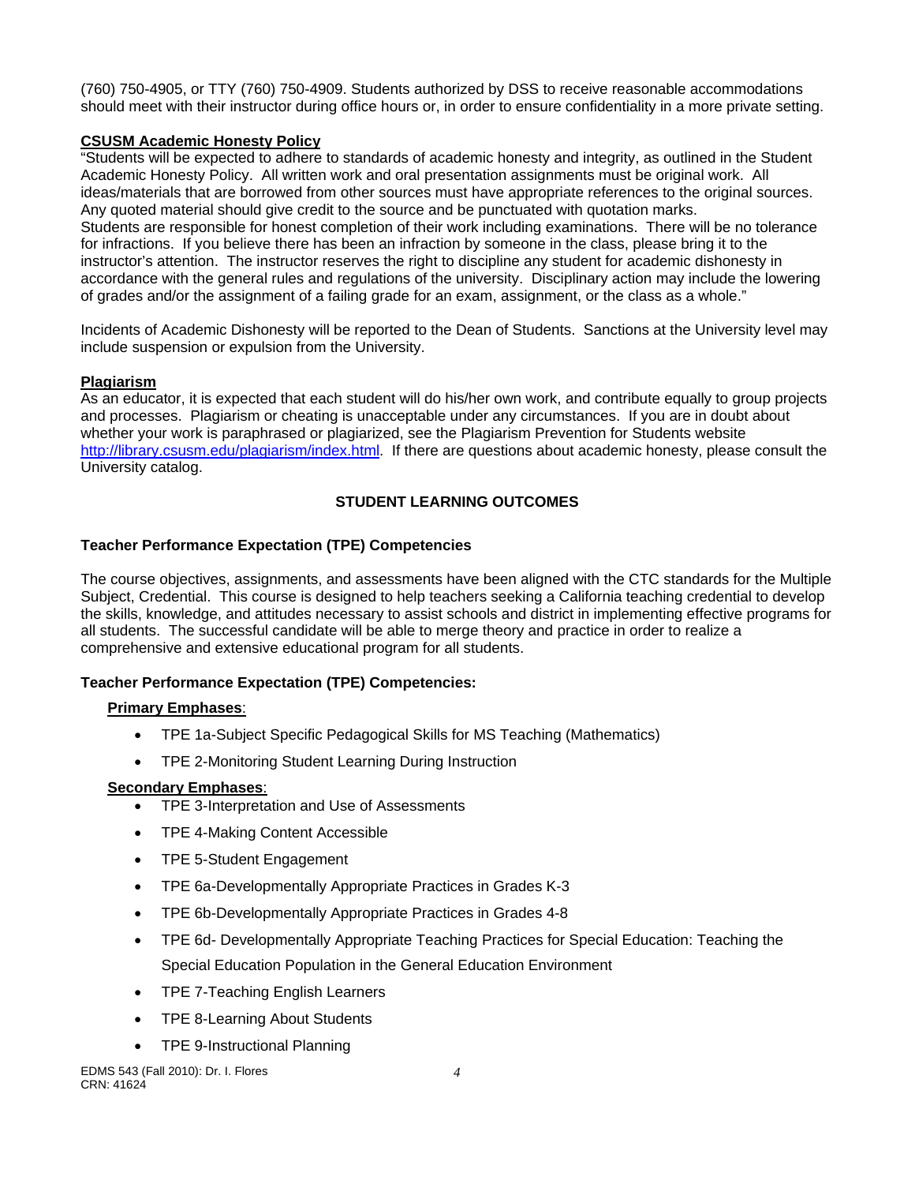(760) 750-4905, or TTY (760) 750-4909. Students authorized by DSS to receive reasonable accommodations should meet with their instructor during office hours or, in order to ensure confidentiality in a more private setting.

**CSUSM Academic Honesty Policy**

"Students will be expected to adhere to standards of academic honesty and integrity, as outlined in the Student Academic Honesty Policy. All written work and oral presentation assignments must be original work. All ideas/materials that are borrowed from other sources must have appropriate references to the original sources. Any quoted material should give credit to the source and be punctuated with quotation marks.
Students are responsible for honest completion of their work including examinations. There will be no tolerance for infractions. If you believe there has been an infraction by someone in the class, please bring it to the instructor's attention. The instructor reserves the right to discipline any student for academic dishonesty in accordance with the general rules and regulations of the university. Disciplinary action may include the lowering of grades and/or the assignment of a failing grade for an exam, assignment, or the class as a whole."

Incidents of Academic Dishonesty will be reported to the Dean of Students. Sanctions at the University level may include suspension or expulsion from the University.

**Plagiarism**

As an educator, it is expected that each student will do his/her own work, and contribute equally to group projects and processes. Plagiarism or cheating is unacceptable under any circumstances. If you are in doubt about whether your work is paraphrased or plagiarized, see the Plagiarism Prevention for Students website http://library.csusm.edu/plagiarism/index.html. If there are questions about academic honesty, please consult the University catalog.

## STUDENT LEARNING OUTCOMES

### Teacher Performance Expectation (TPE) Competencies

The course objectives, assignments, and assessments have been aligned with the CTC standards for the Multiple Subject, Credential. This course is designed to help teachers seeking a California teaching credential to develop the skills, knowledge, and attitudes necessary to assist schools and district in implementing effective programs for all students. The successful candidate will be able to merge theory and practice in order to realize a comprehensive and extensive educational program for all students.

### Teacher Performance Expectation (TPE) Competencies:

**Primary Emphases**:

- TPE 1a-Subject Specific Pedagogical Skills for MS Teaching (Mathematics)
- TPE 2-Monitoring Student Learning During Instruction

**Secondary Emphases**:

- TPE 3-Interpretation and Use of Assessments
- TPE 4-Making Content Accessible
- TPE 5-Student Engagement
- TPE 6a-Developmentally Appropriate Practices in Grades K-3
- TPE 6b-Developmentally Appropriate Practices in Grades 4-8
- TPE 6d- Developmentally Appropriate Teaching Practices for Special Education: Teaching the Special Education Population in the General Education Environment
- TPE 7-Teaching English Learners
- TPE 8-Learning About Students
- TPE 9-Instructional Planning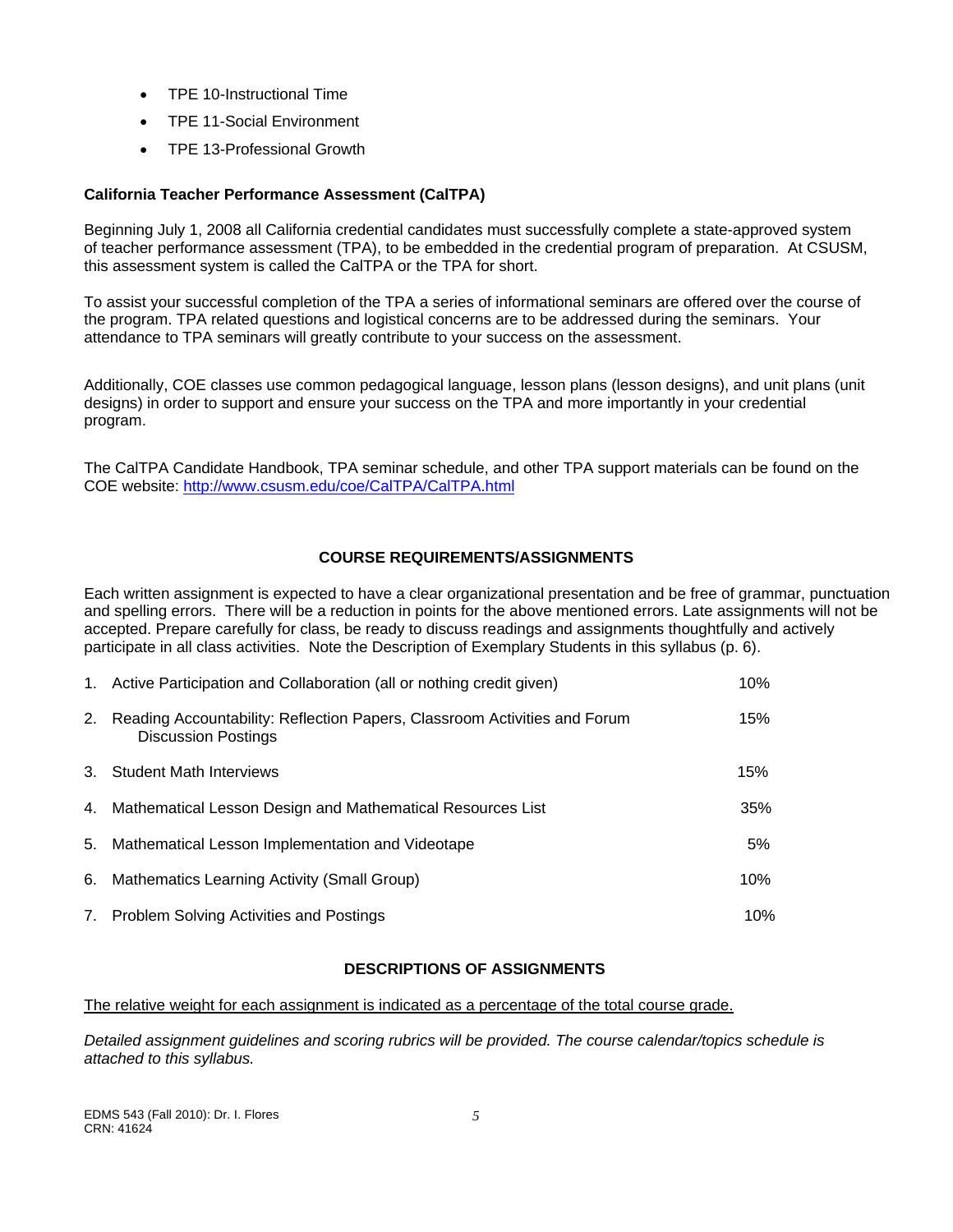- TPE 10-Instructional Time
- TPE 11-Social Environment
- TPE 13-Professional Growth

**California Teacher Performance Assessment (CalTPA)**

Beginning July 1, 2008 all California credential candidates must successfully complete a state-approved system of teacher performance assessment (TPA), to be embedded in the credential program of preparation. At CSUSM, this assessment system is called the CalTPA or the TPA for short.

To assist your successful completion of the TPA a series of informational seminars are offered over the course of the program. TPA related questions and logistical concerns are to be addressed during the seminars. Your attendance to TPA seminars will greatly contribute to your success on the assessment.

Additionally, COE classes use common pedagogical language, lesson plans (lesson designs), and unit plans (unit designs) in order to support and ensure your success on the TPA and more importantly in your credential program.

The CalTPA Candidate Handbook, TPA seminar schedule, and other TPA support materials can be found on the COE website: http://www.csusm.edu/coe/CalTPA/CalTPA.html

## COURSE REQUIREMENTS/ASSIGNMENTS

Each written assignment is expected to have a clear organizational presentation and be free of grammar, punctuation and spelling errors. There will be a reduction in points for the above mentioned errors. Late assignments will not be accepted. Prepare carefully for class, be ready to discuss readings and assignments thoughtfully and actively participate in all class activities. Note the Description of Exemplary Students in this syllabus (p. 6).

| | Assignment | Weight |
|---|---|---|
| 1. | Active Participation and Collaboration (all or nothing credit given) | 10% |
| 2. | Reading Accountability: Reflection Papers, Classroom Activities and Forum Discussion Postings | 15% |
| 3. | Student Math Interviews | 15% |
| 4. | Mathematical Lesson Design and Mathematical Resources List | 35% |
| 5. | Mathematical Lesson Implementation and Videotape | 5% |
| 6. | Mathematics Learning Activity (Small Group) | 10% |
| 7. | Problem Solving Activities and Postings | 10% |

## DESCRIPTIONS OF ASSIGNMENTS

The relative weight for each assignment is indicated as a percentage of the total course grade.

*Detailed assignment guidelines and scoring rubrics will be provided. The course calendar/topics schedule is attached to this syllabus.*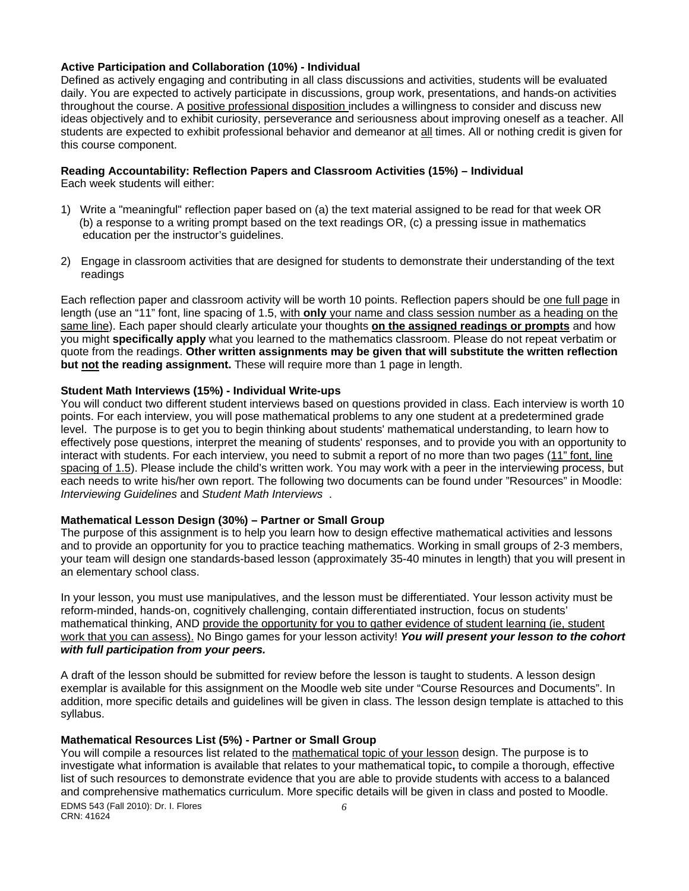**Active Participation and Collaboration (10%) - Individual**

Defined as actively engaging and contributing in all class discussions and activities, students will be evaluated daily. You are expected to actively participate in discussions, group work, presentations, and hands-on activities throughout the course. A positive professional disposition includes a willingness to consider and discuss new ideas objectively and to exhibit curiosity, perseverance and seriousness about improving oneself as a teacher. All students are expected to exhibit professional behavior and demeanor at all times. All or nothing credit is given for this course component.

**Reading Accountability: Reflection Papers and Classroom Activities (15%) – Individual**

Each week students will either:

1) Write a "meaningful" reflection paper based on (a) the text material assigned to be read for that week OR (b) a response to a writing prompt based on the text readings OR, (c) a pressing issue in mathematics education per the instructor's guidelines.

2) Engage in classroom activities that are designed for students to demonstrate their understanding of the text readings

Each reflection paper and classroom activity will be worth 10 points. Reflection papers should be one full page in length (use an "11" font, line spacing of 1.5, with **only** your name and class session number as a heading on the same line). Each paper should clearly articulate your thoughts **on the assigned readings or prompts** and how you might **specifically apply** what you learned to the mathematics classroom. Please do not repeat verbatim or quote from the readings. **Other written assignments may be given that will substitute the written reflection but not the reading assignment.** These will require more than 1 page in length.

**Student Math Interviews (15%) - Individual Write-ups**

You will conduct two different student interviews based on questions provided in class. Each interview is worth 10 points. For each interview, you will pose mathematical problems to any one student at a predetermined grade level. The purpose is to get you to begin thinking about students' mathematical understanding, to learn how to effectively pose questions, interpret the meaning of students' responses, and to provide you with an opportunity to interact with students. For each interview, you need to submit a report of no more than two pages (11" font, line spacing of 1.5). Please include the child's written work. You may work with a peer in the interviewing process, but each needs to write his/her own report. The following two documents can be found under "Resources" in Moodle: *Interviewing Guidelines* and *Student Math Interviews* .

**Mathematical Lesson Design (30%) – Partner or Small Group**

The purpose of this assignment is to help you learn how to design effective mathematical activities and lessons and to provide an opportunity for you to practice teaching mathematics. Working in small groups of 2-3 members, your team will design one standards-based lesson (approximately 35-40 minutes in length) that you will present in an elementary school class.

In your lesson, you must use manipulatives, and the lesson must be differentiated. Your lesson activity must be reform-minded, hands-on, cognitively challenging, contain differentiated instruction, focus on students' mathematical thinking, AND provide the opportunity for you to gather evidence of student learning (ie, student work that you can assess). No Bingo games for your lesson activity! ***You will present your lesson to the cohort with full participation from your peers.***

A draft of the lesson should be submitted for review before the lesson is taught to students. A lesson design exemplar is available for this assignment on the Moodle web site under "Course Resources and Documents". In addition, more specific details and guidelines will be given in class. The lesson design template is attached to this syllabus.

**Mathematical Resources List (5%) - Partner or Small Group**

You will compile a resources list related to the mathematical topic of your lesson design. The purpose is to investigate what information is available that relates to your mathematical topic**,** to compile a thorough, effective list of such resources to demonstrate evidence that you are able to provide students with access to a balanced and comprehensive mathematics curriculum. More specific details will be given in class and posted to Moodle.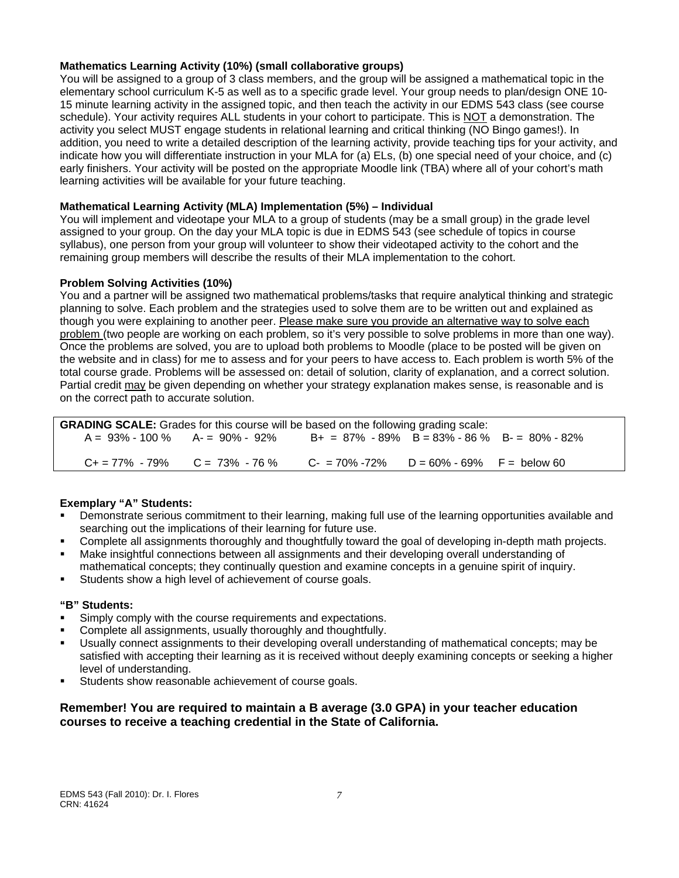**Mathematics Learning Activity (10%) (small collaborative groups)**

You will be assigned to a group of 3 class members, and the group will be assigned a mathematical topic in the elementary school curriculum K-5 as well as to a specific grade level. Your group needs to plan/design ONE 10-15 minute learning activity in the assigned topic, and then teach the activity in our EDMS 543 class (see course schedule). Your activity requires ALL students in your cohort to participate. This is <u>NOT</u> a demonstration. The activity you select MUST engage students in relational learning and critical thinking (NO Bingo games!). In addition, you need to write a detailed description of the learning activity, provide teaching tips for your activity, and indicate how you will differentiate instruction in your MLA for (a) ELs, (b) one special need of your choice, and (c) early finishers. Your activity will be posted on the appropriate Moodle link (TBA) where all of your cohort's math learning activities will be available for your future teaching.

**Mathematical Learning Activity (MLA) Implementation (5%) – Individual**

You will implement and videotape your MLA to a group of students (may be a small group) in the grade level assigned to your group. On the day your MLA topic is due in EDMS 543 (see schedule of topics in course syllabus), one person from your group will volunteer to show their videotaped activity to the cohort and the remaining group members will describe the results of their MLA implementation to the cohort.

**Problem Solving Activities (10%)**

You and a partner will be assigned two mathematical problems/tasks that require analytical thinking and strategic planning to solve. Each problem and the strategies used to solve them are to be written out and explained as though you were explaining to another peer. <u>Please make sure you provide an alternative way to solve each problem</u> (two people are working on each problem, so it's very possible to solve problems in more than one way). Once the problems are solved, you are to upload both problems to Moodle (place to be posted will be given on the website and in class) for me to assess and for your peers to have access to. Each problem is worth 5% of the total course grade. Problems will be assessed on: detail of solution, clarity of explanation, and a correct solution. Partial credit <u>may</u> be given depending on whether your strategy explanation makes sense, is reasonable and is on the correct path to accurate solution.

**GRADING SCALE:** Grades for this course will be based on the following grading scale:

| | | | | |
|---|---|---|---|---|
| A = 93% - 100 % | A- = 90% - 92% | B+ = 87% - 89% | B = 83% - 86 % | B- = 80% - 82% |
| C+ = 77% - 79% | C = 73% - 76 % | C- = 70% -72% | D = 60% - 69% | F = below 60 |

**Exemplary "A" Students:**

- Demonstrate serious commitment to their learning, making full use of the learning opportunities available and searching out the implications of their learning for future use.
- Complete all assignments thoroughly and thoughtfully toward the goal of developing in-depth math projects.
- Make insightful connections between all assignments and their developing overall understanding of mathematical concepts; they continually question and examine concepts in a genuine spirit of inquiry.
- Students show a high level of achievement of course goals.

**"B" Students:**

- Simply comply with the course requirements and expectations.
- Complete all assignments, usually thoroughly and thoughtfully.
- Usually connect assignments to their developing overall understanding of mathematical concepts; may be satisfied with accepting their learning as it is received without deeply examining concepts or seeking a higher level of understanding.
- Students show reasonable achievement of course goals.

**Remember! You are required to maintain a B average (3.0 GPA) in your teacher education courses to receive a teaching credential in the State of California.**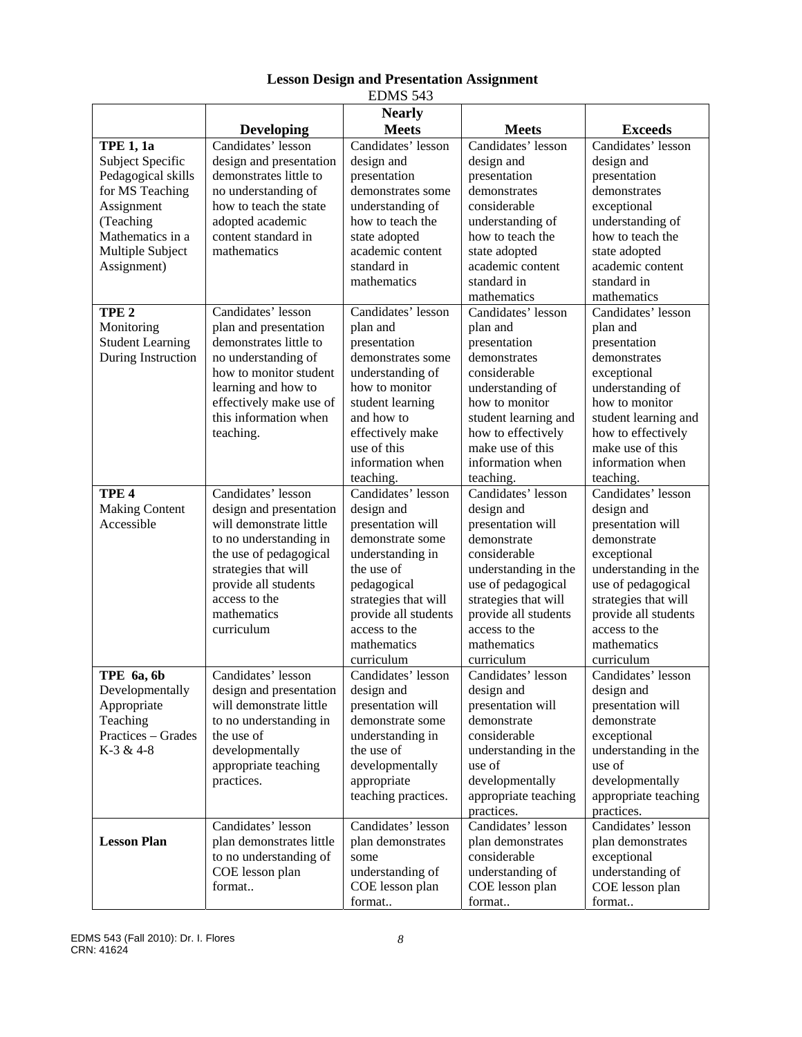**Lesson Design and Presentation Assignment**

EDMS 543

| | Developing | Nearly Meets | Meets | Exceeds |
|---|---|---|---|---|
| **TPE 1, 1a** Subject Specific Pedagogical skills for MS Teaching Assignment (Teaching Mathematics in a Multiple Subject Assignment) | Candidates' lesson design and presentation demonstrates little to no understanding of how to teach the state adopted academic content standard in mathematics | Candidates' lesson design and presentation demonstrates some understanding of how to teach the state adopted academic content standard in mathematics | Candidates' lesson design and presentation demonstrates considerable understanding of how to teach the state adopted academic content standard in mathematics | Candidates' lesson design and presentation demonstrates exceptional understanding of how to teach the state adopted academic content standard in mathematics |
| **TPE 2** Monitoring Student Learning During Instruction | Candidates' lesson plan and presentation demonstrates little to no understanding of how to monitor student learning and how to effectively make use of this information when teaching. | Candidates' lesson plan and presentation demonstrates some understanding of how to monitor student learning and how to effectively make use of this information when teaching. | Candidates' lesson plan and presentation demonstrates considerable understanding of how to monitor student learning and how to effectively make use of this information when teaching. | Candidates' lesson plan and presentation demonstrates exceptional understanding of how to monitor student learning and how to effectively make use of this information when teaching. |
| **TPE 4** Making Content Accessible | Candidates' lesson design and presentation will demonstrate little to no understanding in the use of pedagogical strategies that will provide all students access to the mathematics curriculum | Candidates' lesson design and presentation will demonstrate some understanding in the use of pedagogical strategies that will provide all students access to the mathematics curriculum | Candidates' lesson design and presentation will demonstrate considerable understanding in the use of pedagogical strategies that will provide all students access to the mathematics curriculum | Candidates' lesson design and presentation will demonstrate exceptional understanding in the use of pedagogical strategies that will provide all students access to the mathematics curriculum |
| **TPE 6a, 6b** Developmentally Appropriate Teaching Practices – Grades K-3 & 4-8 | Candidates' lesson design and presentation will demonstrate little to no understanding in the use of developmentally appropriate teaching practices. | Candidates' lesson design and presentation will demonstrate some understanding in the use of developmentally appropriate teaching practices. | Candidates' lesson design and presentation will demonstrate considerable understanding in the use of developmentally appropriate teaching practices. | Candidates' lesson design and presentation will demonstrate exceptional understanding in the use of developmentally appropriate teaching practices. |
| **Lesson Plan** | Candidates' lesson plan demonstrates little to no understanding of COE lesson plan format.. | Candidates' lesson plan demonstrates some understanding of COE lesson plan format.. | Candidates' lesson plan demonstrates considerable understanding of COE lesson plan format.. | Candidates' lesson plan demonstrates exceptional understanding of COE lesson plan format.. |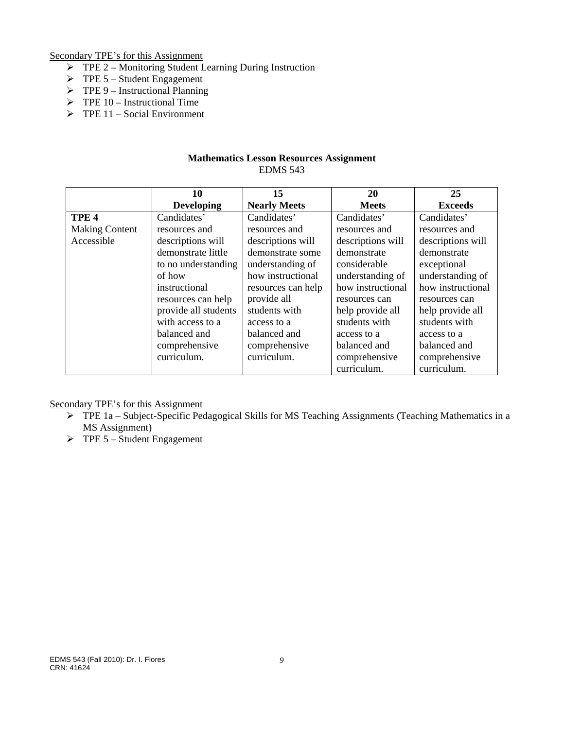Secondary TPE's for this Assignment

- TPE 2 – Monitoring Student Learning During Instruction
- TPE 5 – Student Engagement
- TPE 9 – Instructional Planning
- TPE 10 – Instructional Time
- TPE 11 – Social Environment

**Mathematics Lesson Resources Assignment**
EDMS 543

| | **10 Developing** | **15 Nearly Meets** | **20 Meets** | **25 Exceeds** |
|---|---|---|---|---|
| **TPE 4** Making Content Accessible | Candidates' resources and descriptions will demonstrate little to no understanding of how instructional resources can help provide all students with access to a balanced and comprehensive curriculum. | Candidates' resources and descriptions will demonstrate some understanding of how instructional resources can help provide all students with access to a balanced and comprehensive curriculum. | Candidates' resources and descriptions will demonstrate considerable understanding of how instructional resources can help provide all students with access to a balanced and comprehensive curriculum. | Candidates' resources and descriptions will demonstrate exceptional understanding of how instructional resources can help provide all students with access to a balanced and comprehensive curriculum. |

Secondary TPE's for this Assignment

- TPE 1a – Subject-Specific Pedagogical Skills for MS Teaching Assignments (Teaching Mathematics in a MS Assignment)
- TPE 5 – Student Engagement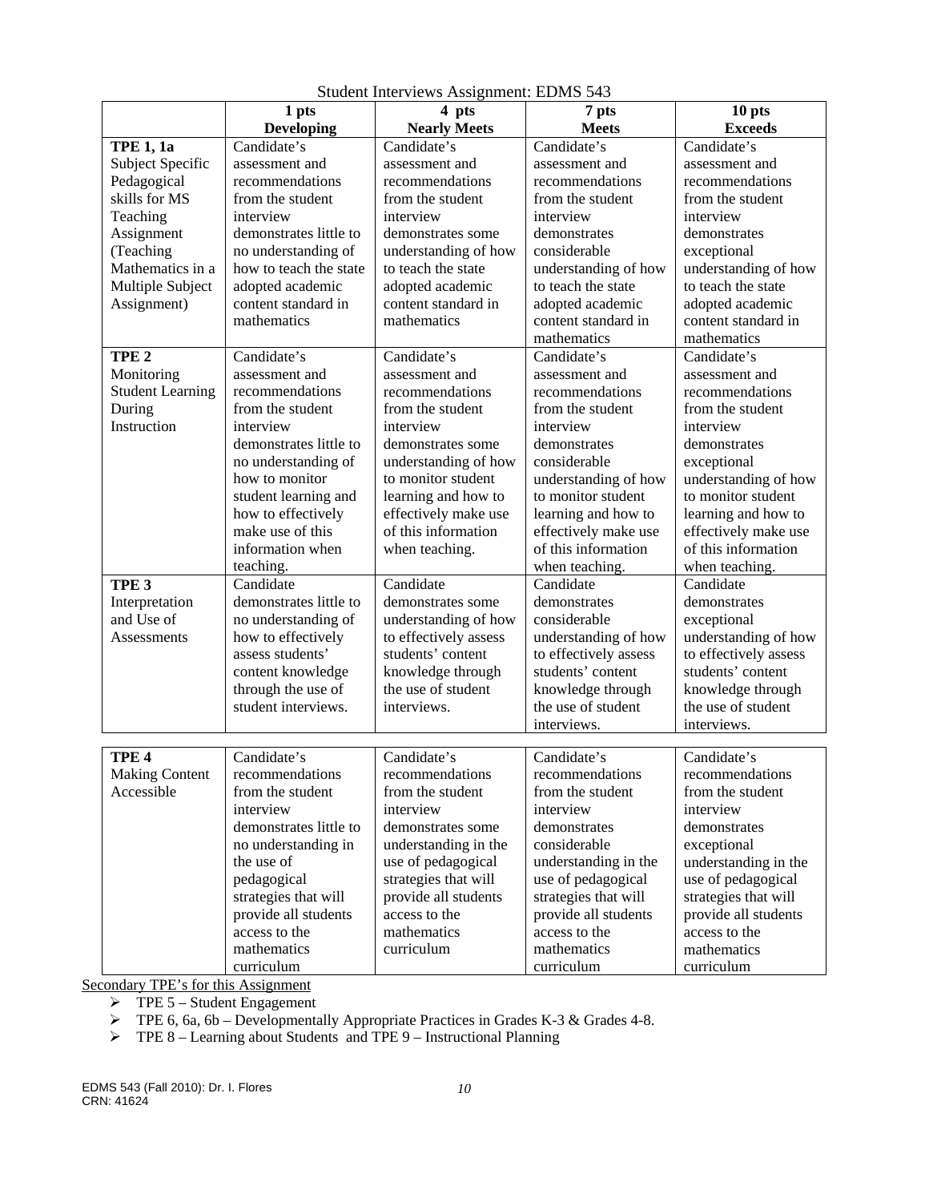Student Interviews Assignment: EDMS 543

| | 1 pts<br>Developing | 4 pts<br>Nearly Meets | 7 pts<br>Meets | 10 pts<br>Exceeds |
|---|---|---|---|---|
| **TPE 1, 1a** Subject Specific Pedagogical skills for MS Teaching Assignment (Teaching Mathematics in a Multiple Subject Assignment) | Candidate's assessment and recommendations from the student interview demonstrates little to no understanding of how to teach the state adopted academic content standard in mathematics | Candidate's assessment and recommendations from the student interview demonstrates some understanding of how to teach the state adopted academic content standard in mathematics | Candidate's assessment and recommendations from the student interview demonstrates considerable understanding of how to teach the state adopted academic content standard in mathematics | Candidate's assessment and recommendations from the student interview demonstrates exceptional understanding of how to teach the state adopted academic content standard in mathematics |
| **TPE 2** Monitoring Student Learning During Instruction | Candidate's assessment and recommendations from the student interview demonstrates little to no understanding of how to monitor student learning and how to effectively make use of this information when teaching. | Candidate's assessment and recommendations from the student interview demonstrates some understanding of how to monitor student learning and how to effectively make use of this information when teaching. | Candidate's assessment and recommendations from the student interview demonstrates considerable understanding of how to monitor student learning and how to effectively make use of this information when teaching. | Candidate's assessment and recommendations from the student interview demonstrates exceptional understanding of how to monitor student learning and how to effectively make use of this information when teaching. |
| **TPE 3** Interpretation and Use of Assessments | Candidate demonstrates little to no understanding of how to effectively assess students' content knowledge through the use of student interviews. | Candidate demonstrates some understanding of how to effectively assess students' content knowledge through the use of student interviews. | Candidate demonstrates considerable understanding of how to effectively assess students' content knowledge through the use of student interviews. | Candidate demonstrates exceptional understanding of how to effectively assess students' content knowledge through the use of student interviews. |
| **TPE 4** Making Content Accessible | Candidate's recommendations from the student interview demonstrates little to no understanding in the use of pedagogical strategies that will provide all students access to the mathematics curriculum | Candidate's recommendations from the student interview demonstrates some understanding in the use of pedagogical strategies that will provide all students access to the mathematics curriculum | Candidate's recommendations from the student interview demonstrates considerable understanding in the use of pedagogical strategies that will provide all students access to the mathematics curriculum | Candidate's recommendations from the student interview demonstrates exceptional understanding in the use of pedagogical strategies that will provide all students access to the mathematics curriculum |

Secondary TPE's for this Assignment

- TPE 5 – Student Engagement
- TPE 6, 6a, 6b – Developmentally Appropriate Practices in Grades K-3 & Grades 4-8.
- TPE 8 – Learning about Students and TPE 9 – Instructional Planning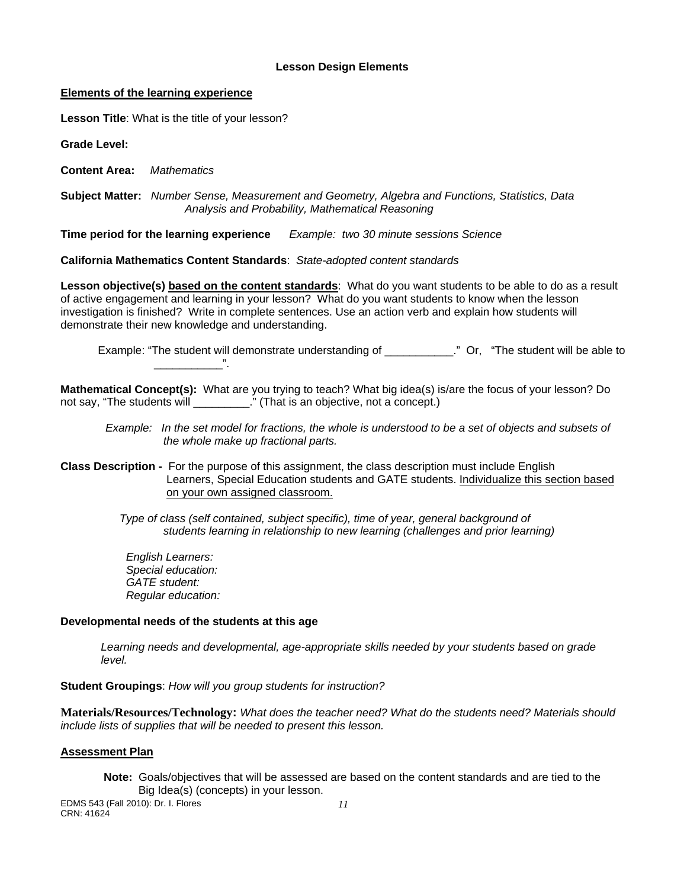## Lesson Design Elements

**Elements of the learning experience**

**Lesson Title**: What is the title of your lesson?

**Grade Level:**

**Content Area:** *Mathematics*

**Subject Matter:** *Number Sense, Measurement and Geometry, Algebra and Functions, Statistics, Data Analysis and Probability, Mathematical Reasoning*

**Time period for the learning experience** *Example: two 30 minute sessions Science*

**California Mathematics Content Standards**: *State-adopted content standards*

**Lesson objective(s) based on the content standards**: What do you want students to be able to do as a result of active engagement and learning in your lesson? What do you want students to know when the lesson investigation is finished? Write in complete sentences. Use an action verb and explain how students will demonstrate their new knowledge and understanding.

Example: "The student will demonstrate understanding of ___________." Or, "The student will be able to ___________".

**Mathematical Concept(s):** What are you trying to teach? What big idea(s) is/are the focus of your lesson? Do not say, "The students will _________." (That is an objective, not a concept.)

*Example: In the set model for fractions, the whole is understood to be a set of objects and subsets of the whole make up fractional parts.*

**Class Description -** For the purpose of this assignment, the class description must include English Learners, Special Education students and GATE students. Individualize this section based on your own assigned classroom.

*Type of class (self contained, subject specific), time of year, general background of students learning in relationship to new learning (challenges and prior learning)*

*English Learners:*
*Special education:*
*GATE student:*
*Regular education:*

**Developmental needs of the students at this age**

*Learning needs and developmental, age-appropriate skills needed by your students based on grade level.*

**Student Groupings**: *How will you group students for instruction?*

**Materials/Resources/Technology:** *What does the teacher need? What do the students need? Materials should include lists of supplies that will be needed to present this lesson.*

**Assessment Plan**

**Note:** Goals/objectives that will be assessed are based on the content standards and are tied to the Big Idea(s) (concepts) in your lesson.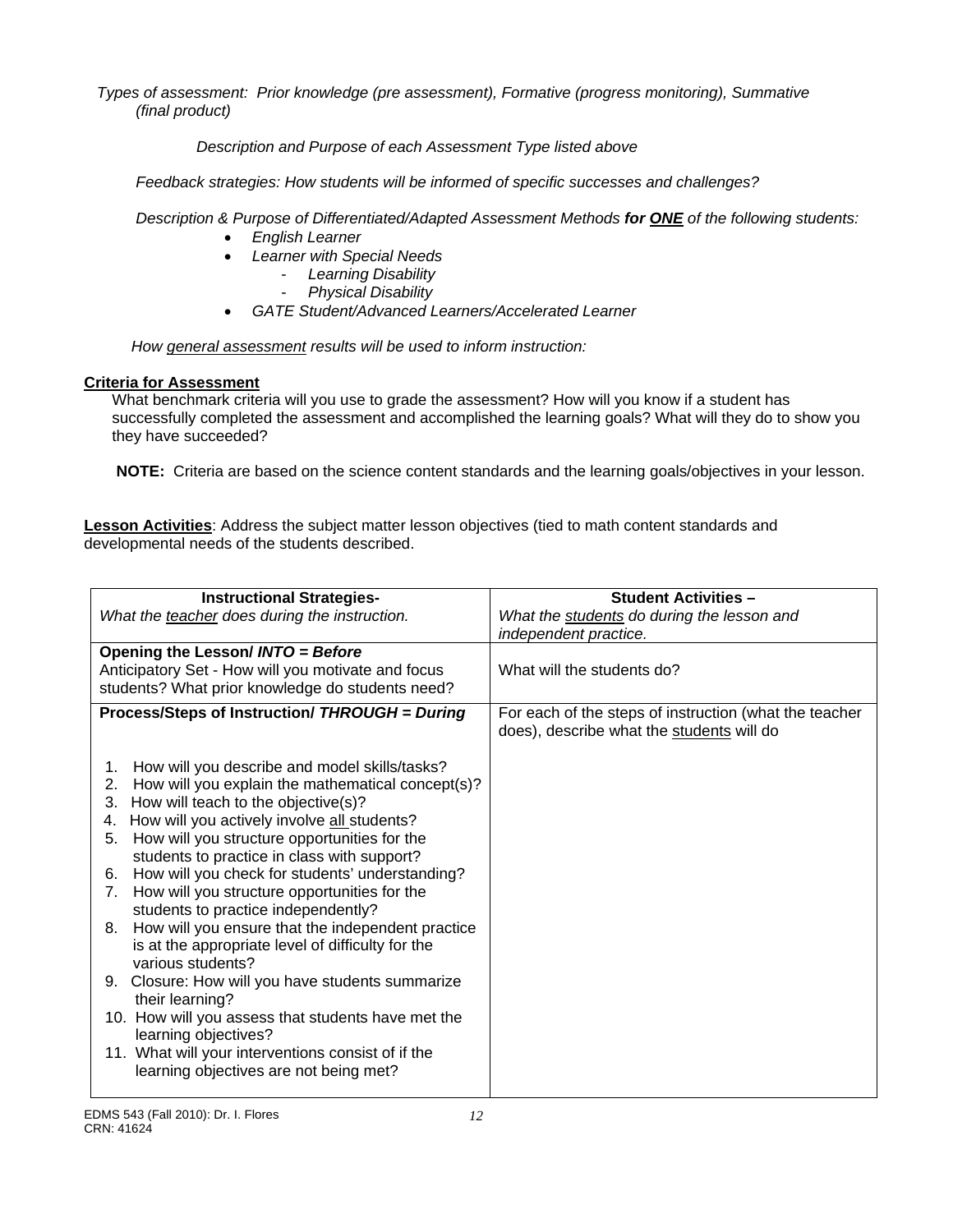*Types of assessment: Prior knowledge (pre assessment), Formative (progress monitoring), Summative (final product)*

*Description and Purpose of each Assessment Type listed above*

*Feedback strategies: How students will be informed of specific successes and challenges?*

*Description & Purpose of Differentiated/Adapted Assessment Methods **for ONE** of the following students:*

- *English Learner*
- *Learner with Special Needs*
    - *Learning Disability*
    - *Physical Disability*
- *GATE Student/Advanced Learners/Accelerated Learner*

*How general assessment results will be used to inform instruction:*

**Criteria for Assessment**

What benchmark criteria will you use to grade the assessment? How will you know if a student has successfully completed the assessment and accomplished the learning goals? What will they do to show you they have succeeded?

**NOTE:** Criteria are based on the science content standards and the learning goals/objectives in your lesson.

**Lesson Activities**: Address the subject matter lesson objectives (tied to math content standards and developmental needs of the students described.

| **Instructional Strategies-** *What the teacher does during the instruction.* | **Student Activities –** *What the students do during the lesson and independent practice.* |
|---|---|
| **Opening the Lesson/ *INTO = Before*** Anticipatory Set - How will you motivate and focus students? What prior knowledge do students need? | What will the students do? |
| **Process/Steps of Instruction/ *THROUGH = During*** <br> 1. How will you describe and model skills/tasks? <br> 2. How will you explain the mathematical concept(s)? <br> 3. How will teach to the objective(s)? <br> 4. How will you actively involve all students? <br> 5. How will you structure opportunities for the students to practice in class with support? <br> 6. How will you check for students' understanding? <br> 7. How will you structure opportunities for the students to practice independently? <br> 8. How will you ensure that the independent practice is at the appropriate level of difficulty for the various students? <br> 9. Closure: How will you have students summarize their learning? <br> 10. How will you assess that students have met the learning objectives? <br> 11. What will your interventions consist of if the learning objectives are not being met? | For each of the steps of instruction (what the teacher does), describe what the students will do |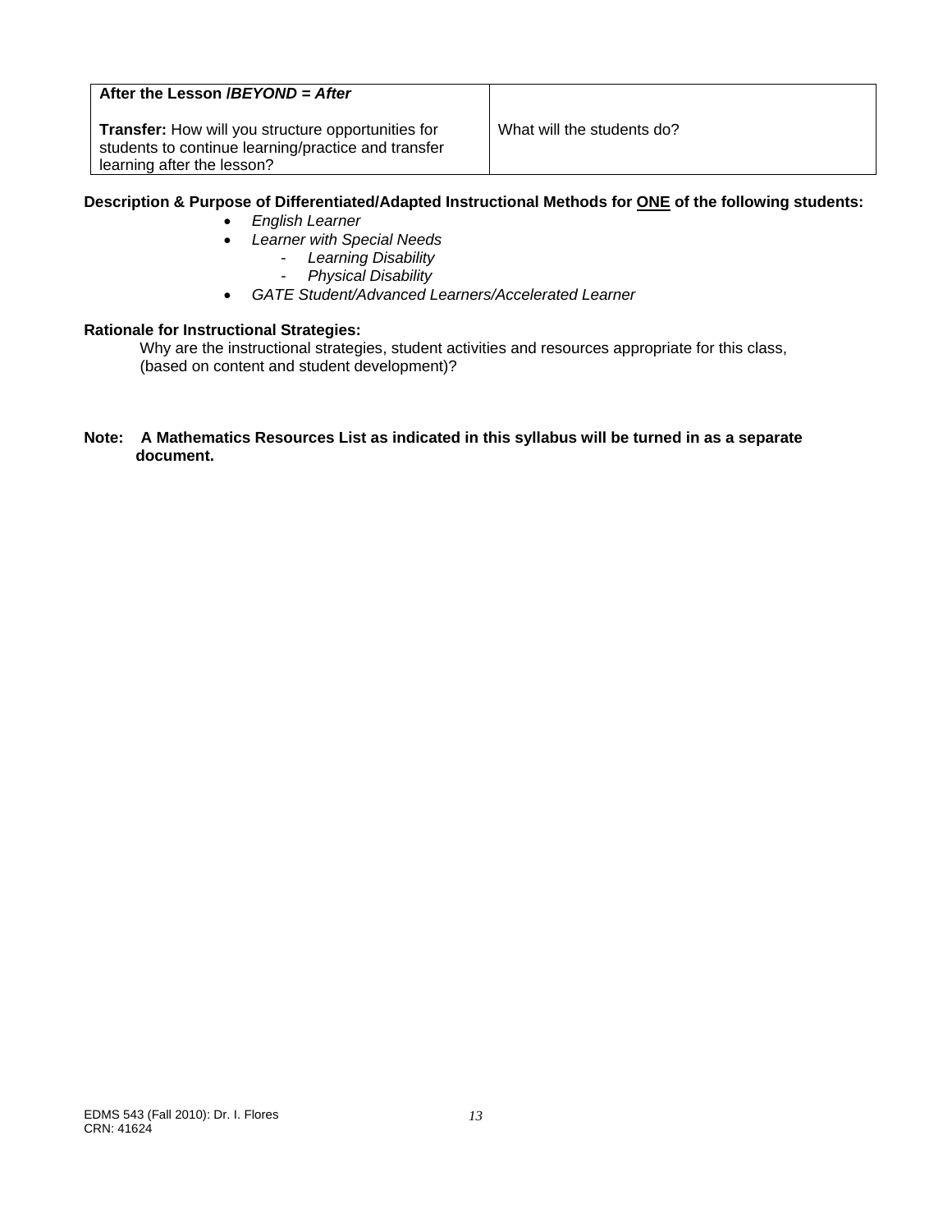| **After the Lesson /*BEYOND = After*** **Transfer:** How will you structure opportunities for students to continue learning/practice and transfer learning after the lesson? | What will the students do? |
|---|---|

**Description & Purpose of Differentiated/Adapted Instructional Methods for <u>ONE</u> of the following students:**

- *English Learner*
- *Learner with Special Needs*
  - *Learning Disability*
  - *Physical Disability*
- *GATE Student/Advanced Learners/Accelerated Learner*

**Rationale for Instructional Strategies:**

Why are the instructional strategies, student activities and resources appropriate for this class, (based on content and student development)?

**Note: A Mathematics Resources List as indicated in this syllabus will be turned in as a separate document.**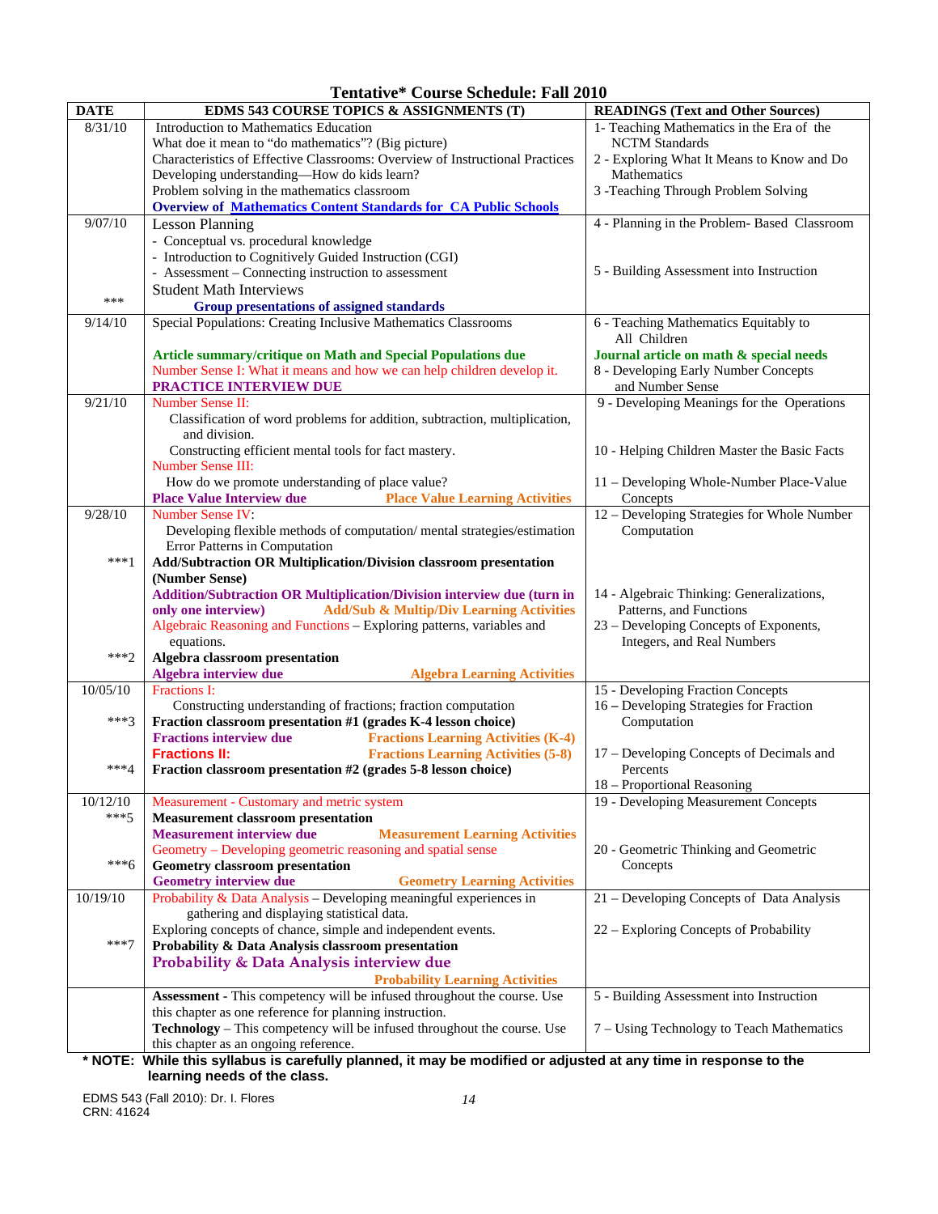# Tentative* Course Schedule: Fall 2010

| DATE | EDMS 543 COURSE TOPICS & ASSIGNMENTS (T) | READINGS (Text and Other Sources) |
|---|---|---|
| 8/31/10 | Introduction to Mathematics Education<br>What doe it mean to "do mathematics"? (Big picture)<br>Characteristics of Effective Classrooms: Overview of Instructional Practices<br>Developing understanding—How do kids learn?<br>Problem solving in the mathematics classroom<br>**Overview of Mathematics Content Standards for CA Public Schools** | 1- Teaching Mathematics in the Era of the NCTM Standards<br>2 - Exploring What It Means to Know and Do Mathematics<br>3 -Teaching Through Problem Solving |
| 9/07/10<br><br><br><br><br>*** | Lesson Planning<br>- Conceptual vs. procedural knowledge<br>- Introduction to Cognitively Guided Instruction (CGI)<br>- Assessment – Connecting instruction to assessment<br>Student Math Interviews<br>**Group presentations of assigned standards** | 4 - Planning in the Problem- Based Classroom<br><br>5 - Building Assessment into Instruction |
| 9/14/10 | Special Populations: Creating Inclusive Mathematics Classrooms<br><br>**Article summary/critique on Math and Special Populations due**<br>Number Sense I: What it means and how we can help children develop it.<br>**PRACTICE INTERVIEW DUE** | 6 - Teaching Mathematics Equitably to All Children<br>**Journal article on math & special needs**<br>8 - Developing Early Number Concepts and Number Sense |
| 9/21/10 | Number Sense II:<br>Classification of word problems for addition, subtraction, multiplication, and division.<br>Constructing efficient mental tools for fact mastery.<br>Number Sense III:<br>How do we promote understanding of place value?<br>**Place Value Interview due** **Place Value Learning Activities** | 9 - Developing Meanings for the Operations<br><br>10 - Helping Children Master the Basic Facts<br><br>11 – Developing Whole-Number Place-Value Concepts |
| 9/28/10<br><br><br>***1<br><br><br><br><br><br><br>***2 | Number Sense IV:<br>Developing flexible methods of computation/ mental strategies/estimation<br>Error Patterns in Computation<br>**Add/Subtraction OR Multiplication/Division classroom presentation (Number Sense)**<br>**Addition/Subtraction OR Multiplication/Division interview due (turn in only one interview)** **Add/Sub & Multip/Div Learning Activities**<br>Algebraic Reasoning and Functions – Exploring patterns, variables and equations.<br>**Algebra classroom presentation**<br>**Algebra interview due** **Algebra Learning Activities** | 12 – Developing Strategies for Whole Number Computation<br><br><br><br>14 - Algebraic Thinking: Generalizations, Patterns, and Functions<br>23 – Developing Concepts of Exponents, Integers, and Real Numbers |
| 10/05/10<br><br>***3<br><br><br>***4 | Fractions I:<br>Constructing understanding of fractions; fraction computation<br>**Fraction classroom presentation #1 (grades K-4 lesson choice)**<br>**Fractions interview due** **Fractions Learning Activities (K-4)**<br>**Fractions II:** **Fractions Learning Activities (5-8)**<br>**Fraction classroom presentation #2 (grades 5-8 lesson choice)** | 15 - Developing Fraction Concepts<br>16 – Developing Strategies for Fraction Computation<br><br>17 – Developing Concepts of Decimals and Percents<br>18 – Proportional Reasoning |
| 10/12/10<br>***5<br><br><br>***6 | Measurement - Customary and metric system<br>**Measurement classroom presentation**<br>**Measurement interview due** **Measurement Learning Activities**<br>Geometry – Developing geometric reasoning and spatial sense<br>**Geometry classroom presentation**<br>**Geometry interview due** **Geometry Learning Activities** | 19 - Developing Measurement Concepts<br><br><br>20 - Geometric Thinking and Geometric Concepts |
| 10/19/10<br><br><br>***7 | Probability & Data Analysis – Developing meaningful experiences in gathering and displaying statistical data.<br>Exploring concepts of chance, simple and independent events.<br>**Probability & Data Analysis classroom presentation**<br>**Probability & Data Analysis interview due**<br>**Probability Learning Activities** | 21 – Developing Concepts of Data Analysis<br><br>22 – Exploring Concepts of Probability |
| | **Assessment** - This competency will be infused throughout the course. Use this chapter as one reference for planning instruction.<br>**Technology** – This competency will be infused throughout the course. Use this chapter as an ongoing reference. | 5 - Building Assessment into Instruction<br><br>7 – Using Technology to Teach Mathematics |

**\* NOTE: While this syllabus is carefully planned, it may be modified or adjusted at any time in response to the learning needs of the class.**

EDMS 543 (Fall 2010): Dr. I. Flores
CRN: 41624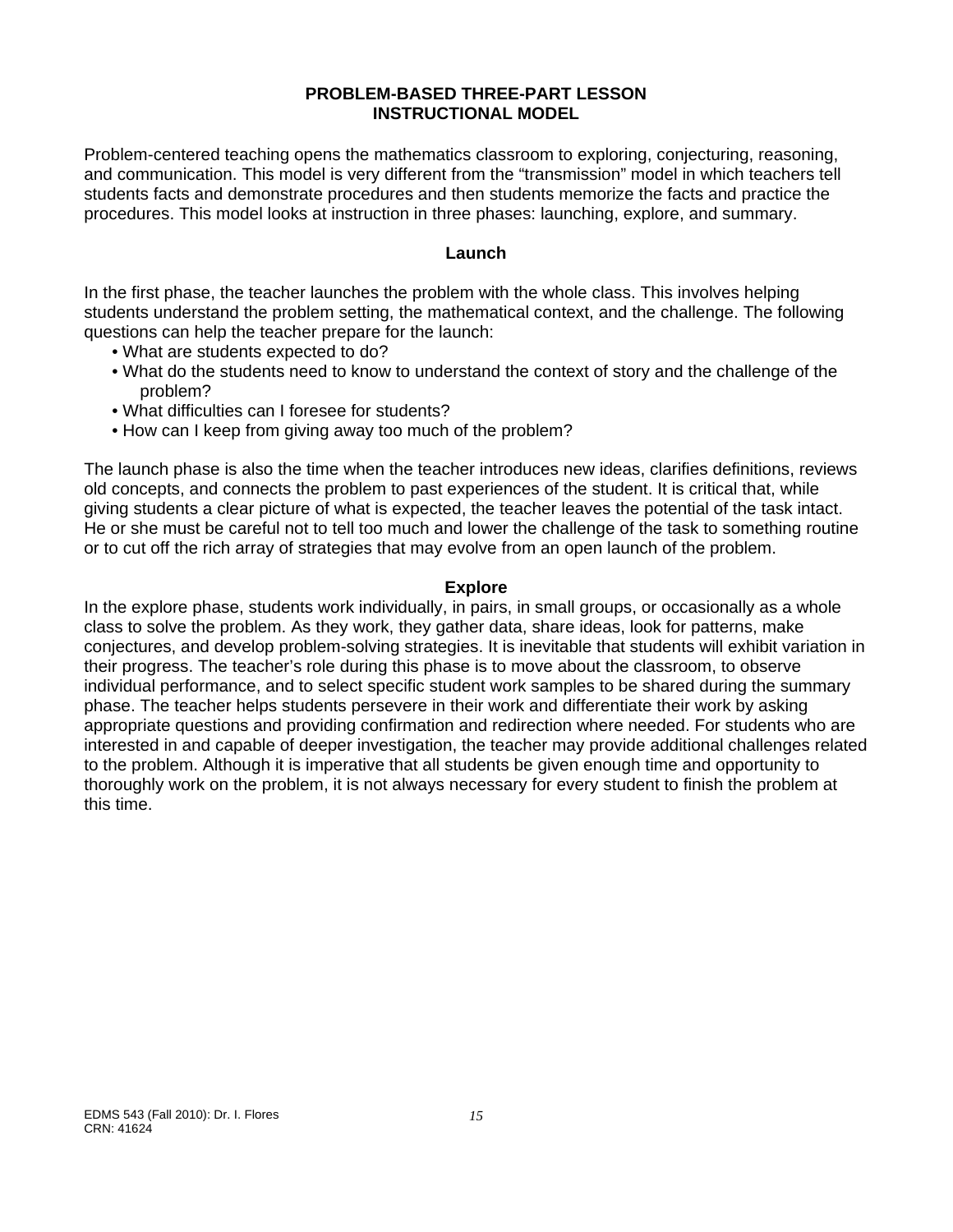# PROBLEM-BASED THREE-PART LESSON INSTRUCTIONAL MODEL

Problem-centered teaching opens the mathematics classroom to exploring, conjecturing, reasoning, and communication. This model is very different from the “transmission” model in which teachers tell students facts and demonstrate procedures and then students memorize the facts and practice the procedures. This model looks at instruction in three phases: launching, explore, and summary.

## Launch

In the first phase, the teacher launches the problem with the whole class. This involves helping students understand the problem setting, the mathematical context, and the challenge. The following questions can help the teacher prepare for the launch:

- What are students expected to do?
- What do the students need to know to understand the context of story and the challenge of the problem?
- What difficulties can I foresee for students?
- How can I keep from giving away too much of the problem?

The launch phase is also the time when the teacher introduces new ideas, clarifies definitions, reviews old concepts, and connects the problem to past experiences of the student. It is critical that, while giving students a clear picture of what is expected, the teacher leaves the potential of the task intact. He or she must be careful not to tell too much and lower the challenge of the task to something routine or to cut off the rich array of strategies that may evolve from an open launch of the problem.

## Explore

In the explore phase, students work individually, in pairs, in small groups, or occasionally as a whole class to solve the problem. As they work, they gather data, share ideas, look for patterns, make conjectures, and develop problem-solving strategies. It is inevitable that students will exhibit variation in their progress. The teacher’s role during this phase is to move about the classroom, to observe individual performance, and to select specific student work samples to be shared during the summary phase. The teacher helps students persevere in their work and differentiate their work by asking appropriate questions and providing confirmation and redirection where needed. For students who are interested in and capable of deeper investigation, the teacher may provide additional challenges related to the problem. Although it is imperative that all students be given enough time and opportunity to thoroughly work on the problem, it is not always necessary for every student to finish the problem at this time.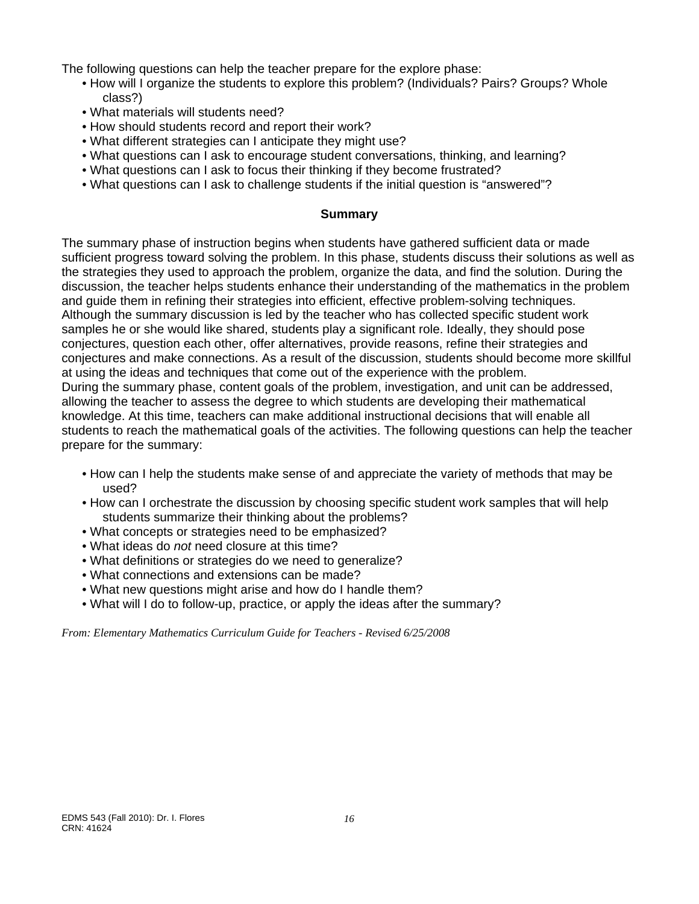The following questions can help the teacher prepare for the explore phase:

- How will I organize the students to explore this problem? (Individuals? Pairs? Groups? Whole class?)
- What materials will students need?
- How should students record and report their work?
- What different strategies can I anticipate they might use?
- What questions can I ask to encourage student conversations, thinking, and learning?
- What questions can I ask to focus their thinking if they become frustrated?
- What questions can I ask to challenge students if the initial question is “answered”?

**Summary**

The summary phase of instruction begins when students have gathered sufficient data or made sufficient progress toward solving the problem. In this phase, students discuss their solutions as well as the strategies they used to approach the problem, organize the data, and find the solution. During the discussion, the teacher helps students enhance their understanding of the mathematics in the problem and guide them in refining their strategies into efficient, effective problem-solving techniques. Although the summary discussion is led by the teacher who has collected specific student work samples he or she would like shared, students play a significant role. Ideally, they should pose conjectures, question each other, offer alternatives, provide reasons, refine their strategies and conjectures and make connections. As a result of the discussion, students should become more skillful at using the ideas and techniques that come out of the experience with the problem.
During the summary phase, content goals of the problem, investigation, and unit can be addressed, allowing the teacher to assess the degree to which students are developing their mathematical knowledge. At this time, teachers can make additional instructional decisions that will enable all students to reach the mathematical goals of the activities. The following questions can help the teacher prepare for the summary:

- How can I help the students make sense of and appreciate the variety of methods that may be used?
- How can I orchestrate the discussion by choosing specific student work samples that will help students summarize their thinking about the problems?
- What concepts or strategies need to be emphasized?
- What ideas do *not* need closure at this time?
- What definitions or strategies do we need to generalize?
- What connections and extensions can be made?
- What new questions might arise and how do I handle them?
- What will I do to follow-up, practice, or apply the ideas after the summary?

*From: Elementary Mathematics Curriculum Guide for Teachers - Revised 6/25/2008*